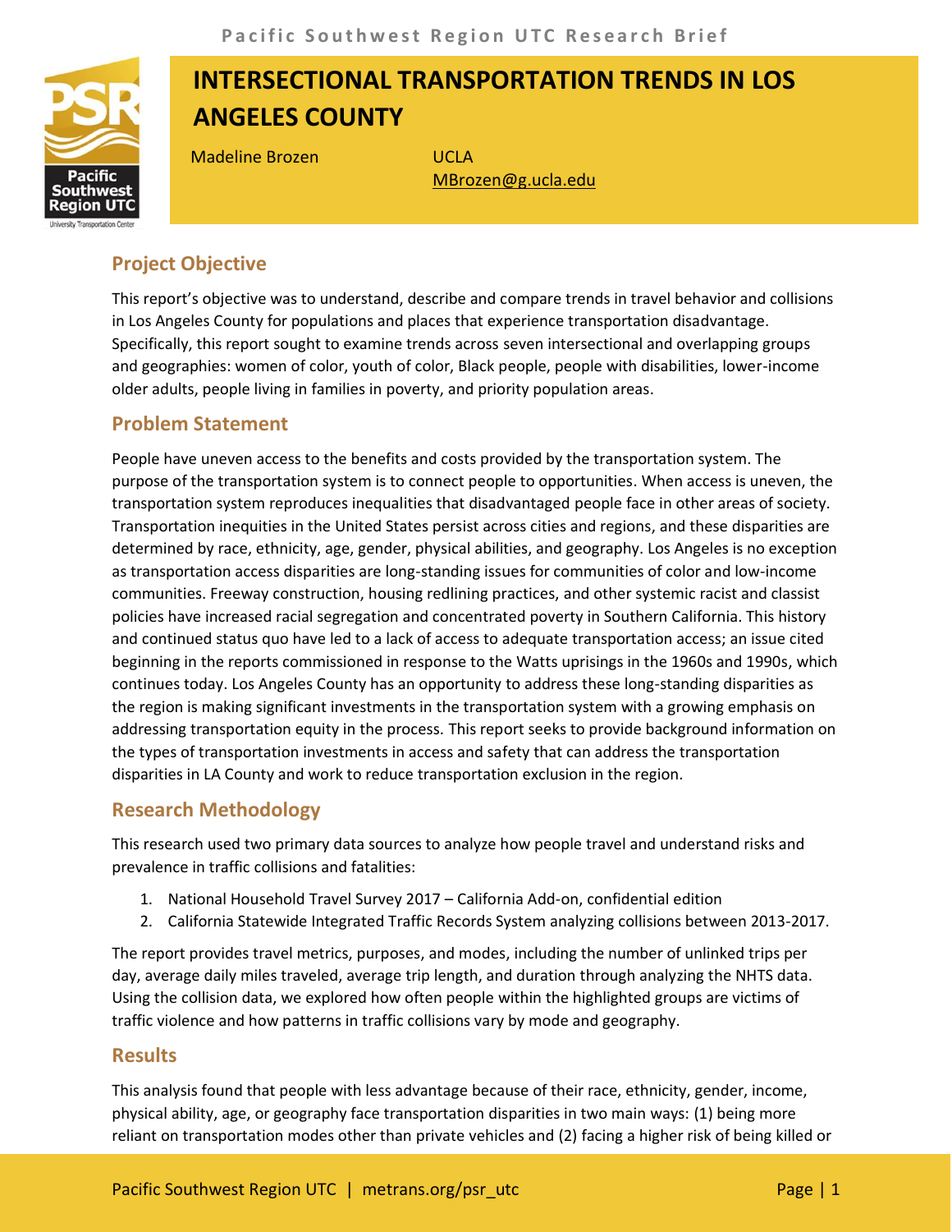# INTERSECTIONAL TRANSPORTATION TRENDS IN LOS ANGELES COUNTY

Madeline Brozen

UCLA
MBrozen@g.ucla.edu

## Project Objective

This report's objective was to understand, describe and compare trends in travel behavior and collisions in Los Angeles County for populations and places that experience transportation disadvantage. Specifically, this report sought to examine trends across seven intersectional and overlapping groups and geographies: women of color, youth of color, Black people, people with disabilities, lower-income older adults, people living in families in poverty, and priority population areas.

## Problem Statement

People have uneven access to the benefits and costs provided by the transportation system. The purpose of the transportation system is to connect people to opportunities. When access is uneven, the transportation system reproduces inequalities that disadvantaged people face in other areas of society. Transportation inequities in the United States persist across cities and regions, and these disparities are determined by race, ethnicity, age, gender, physical abilities, and geography. Los Angeles is no exception as transportation access disparities are long-standing issues for communities of color and low-income communities. Freeway construction, housing redlining practices, and other systemic racist and classist policies have increased racial segregation and concentrated poverty in Southern California. This history and continued status quo have led to a lack of access to adequate transportation access; an issue cited beginning in the reports commissioned in response to the Watts uprisings in the 1960s and 1990s, which continues today. Los Angeles County has an opportunity to address these long-standing disparities as the region is making significant investments in the transportation system with a growing emphasis on addressing transportation equity in the process. This report seeks to provide background information on the types of transportation investments in access and safety that can address the transportation disparities in LA County and work to reduce transportation exclusion in the region.

## Research Methodology

This research used two primary data sources to analyze how people travel and understand risks and prevalence in traffic collisions and fatalities:

1. National Household Travel Survey 2017 – California Add-on, confidential edition
2. California Statewide Integrated Traffic Records System analyzing collisions between 2013-2017.

The report provides travel metrics, purposes, and modes, including the number of unlinked trips per day, average daily miles traveled, average trip length, and duration through analyzing the NHTS data. Using the collision data, we explored how often people within the highlighted groups are victims of traffic violence and how patterns in traffic collisions vary by mode and geography.

## Results

This analysis found that people with less advantage because of their race, ethnicity, gender, income, physical ability, age, or geography face transportation disparities in two main ways: (1) being more reliant on transportation modes other than private vehicles and (2) facing a higher risk of being killed or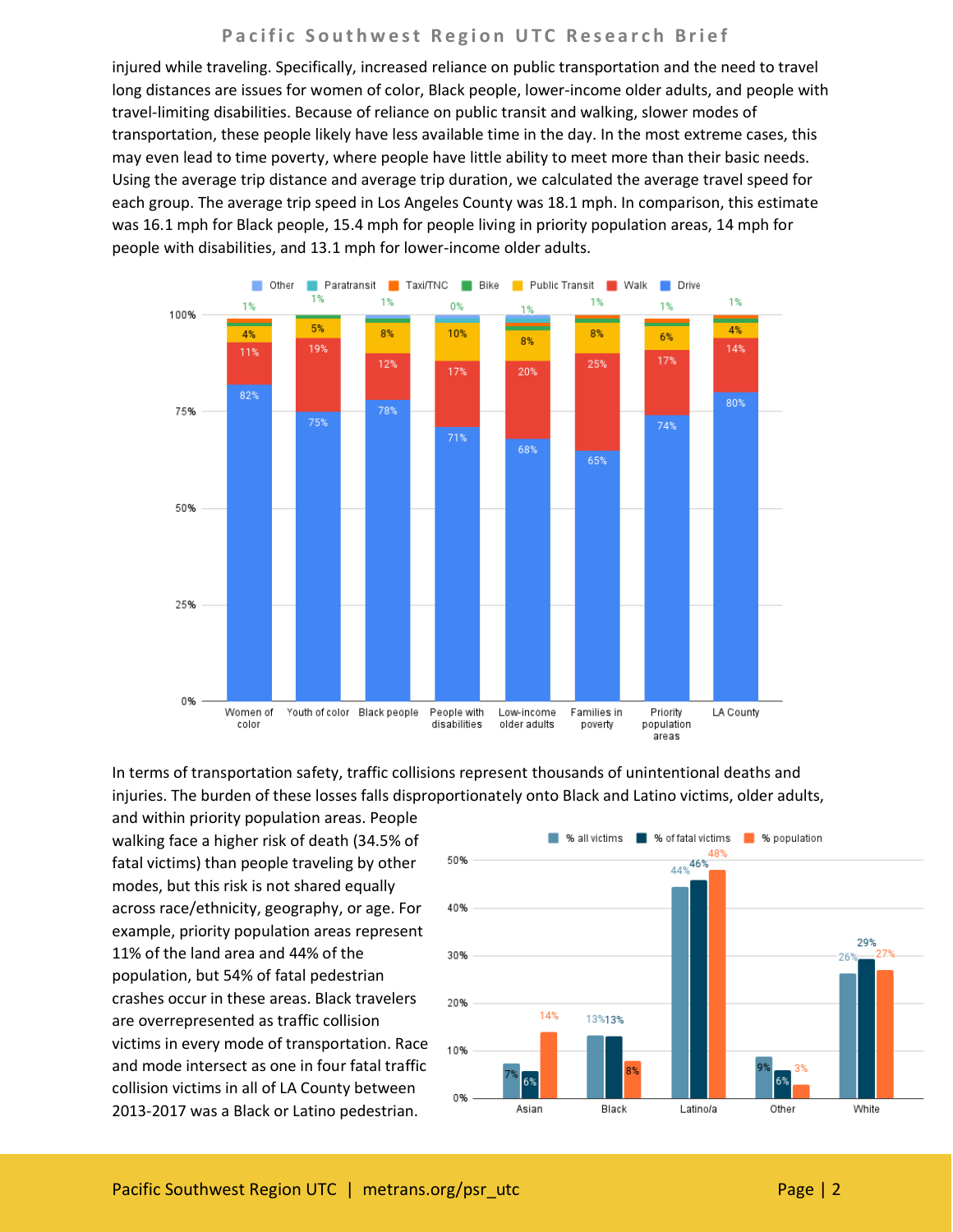injured while traveling. Specifically, increased reliance on public transportation and the need to travel long distances are issues for women of color, Black people, lower-income older adults, and people with travel-limiting disabilities. Because of reliance on public transit and walking, slower modes of transportation, these people likely have less available time in the day. In the most extreme cases, this may even lead to time poverty, where people have little ability to meet more than their basic needs. Using the average trip distance and average trip duration, we calculated the average travel speed for each group. The average trip speed in Los Angeles County was 18.1 mph. In comparison, this estimate was 16.1 mph for Black people, 15.4 mph for people living in priority population areas, 14 mph for people with disabilities, and 13.1 mph for lower-income older adults.

Other, Paratransit, Taxi/TNC, Bike, Public Transit, Walk, Drive

100%, 75%, 50%, 25%, 0%

Women of color: 1%, 4%, 11%, 82%

Youth of color: 1%, 5%, 19%, 75%

Black people: 1%, 8%, 12%, 78%

People with disabilities: 0%, 10%, 17%, 71%

Low-income older adults: 1%, 8%, 20%, 68%

Families in poverty: 1%, 8%, 25%, 65%

Priority population areas: 1%, 6%, 17%, 74%

LA County: 1%, 4%, 14%, 80%

In terms of transportation safety, traffic collisions represent thousands of unintentional deaths and injuries. The burden of these losses falls disproportionately onto Black and Latino victims, older adults, and within priority population areas. People walking face a higher risk of death (34.5% of fatal victims) than people traveling by other modes, but this risk is not shared equally across race/ethnicity, geography, or age. For example, priority population areas represent 11% of the land area and 44% of the population, but 54% of fatal pedestrian crashes occur in these areas. Black travelers are overrepresented as traffic collision victims in every mode of transportation. Race and mode intersect as one in four fatal traffic collision victims in all of LA County between 2013-2017 was a Black or Latino pedestrian.

% all victims, % of fatal victims, % population

50%, 40%, 30%, 20%, 10%, 0%

Asian: 7%, 6%, 14%

Black: 13%, 13%, 8%

Latino/a: 44%, 46%, 48%

Other: 9%, 6%, 3%

White: 26%, 29%, 27%